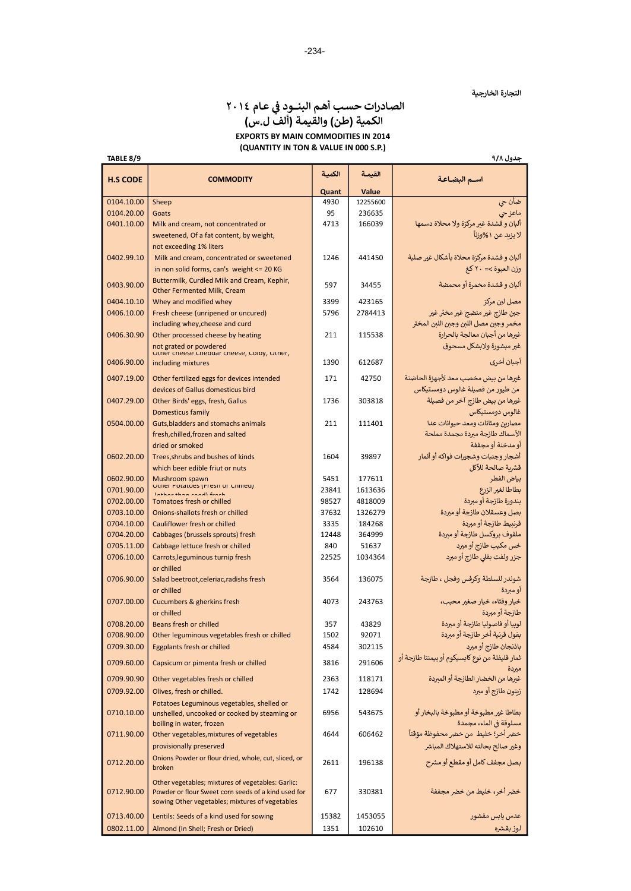التجارة الخارجية

# الصادرات حسب أهم البنـود في عام ٢٠١٤
## الكمية (طن) والقيمة (ألف ل.س)

**EXPORTS BY MAIN COMMODITIES IN 2014**
**(QUANTITY IN TON & VALUE IN 000 S.P.)**

TABLE 8/9 — جدول ٩/٨

| H.S CODE | COMMODITY | الكمية Quant | القيمة Value | اسـم البضـاعة |
|---|---|---|---|---|
| 0104.10.00 | Sheep | 4930 | 12255600 | ضأن حي |
| 0104.20.00 | Goats | 95 | 236635 | ماعز حي |
| 0401.10.00 | Milk and cream, not concentrated or sweetened, Of a fat content, by weight, not exceeding 1% liters | 4713 | 166039 | ألبان و قشدة غير مركزة ولا محلاة دسمها لا يزيد عن ١%وزناً |
| 0402.99.10 | Milk and cream, concentrated or sweetened in non solid forms, can's weight <= 20 KG | 1246 | 441450 | ألبان و قشدة مركزة محلاة بأشكال غير صلبة وزن العبوة =< ٢٠ كغ |
| 0403.90.00 | Buttermilk, Curdled Milk and Cream, Kephir, Other Fermented Milk, Cream | 597 | 34455 | ألبان و قشدة مخمرة أو محمضة |
| 0404.10.10 | Whey and modified whey | 3399 | 423165 | مصل لبن مركز |
| 0406.10.00 | Fresh cheese (unripened or uncured) including whey,cheese and curd | 5796 | 2784413 | جبن طازج غير منضج غير مخثر غير مخمر وجبن مصل اللبن وجبن اللبن المخثر |
| 0406.30.90 | Other processed cheese by heating not grated or powdered | 211 | 115538 | غيرها من أجبان معالجة بالحرارة غير مبشورة ولابشكل مسحوق |
| 0406.90.00 | Other cheese Cheddar cheese, Colby, Other, including mixtures | 1390 | 612687 | أجبان أخرى |
| 0407.19.00 | Other fertilized eggs for devices intended devices of Gallus domesticus bird | 171 | 42750 | غيرها من بيض مخصب معد لأجهزة الحاضنة من طيور من فصيلة غالوس دومستيكاس |
| 0407.29.00 | Other Birds' eggs, fresh, Gallus Domesticus family | 1736 | 303818 | غيرها من بيض طازج آخر من فصيلة غالوس دومستيكاس |
| 0504.00.00 | Guts,bladders and stomachs animals fresh,chilled,frozen and salted dried or smoked | 211 | 111401 | مصارين ومثانات ومعد حيوانات عدا الأسماك طازجة مبردة مجمدة مملحة أو مدخنة أو مجففة |
| 0602.20.00 | Trees,shrubs and bushes of kinds which beer edible friut or nuts | 1604 | 39897 | أشجار وجنبات وشجيرات فواكه أو أثمار قشرية صالحة للأكل |
| 0602.90.00 | Mushroom spawn | 5451 | 177611 | بياض الفطر |
| 0701.90.00 | Other Potatoes (Fresh or Chilled) (other than seed) fresh | 23841 | 1613636 | بطاطا لغير الزرع |
| 0702.00.00 | Tomatoes fresh or chilled | 98527 | 4818009 | بندورة طازجة أو مبردة |
| 0703.10.00 | Onions-shallots fresh or chilled | 37632 | 1326279 | بصل وعسقلان طازجة أو مبردة |
| 0704.10.00 | Cauliflower fresh or chilled | 3335 | 184268 | قرنبيط طازجة أو مبردة |
| 0704.20.00 | Cabbages (brussels sprouts) fresh | 12448 | 364999 | ملفوف بروكسل طازجة أو مبردة |
| 0705.11.00 | Cabbage lettuce fresh or chilled | 840 | 51637 | خس مكبب طازج أو مبرد |
| 0706.10.00 | Carrots,leguminous turnip fresh or chilled | 22525 | 1034364 | جزر ولفت بقلي طازج أو مبرد |
| 0706.90.00 | Salad beetroot,celeriac,radishs fresh or chilled | 3564 | 136075 | شوندر للسلطة وكرفس وفجل ، طازجة أو مبردة |
| 0707.00.00 | Cucumbers & gherkins fresh or chilled | 4073 | 243763 | خيار وقثاء، خيار صغير محبب، طازجة أو مبردة |
| 0708.20.00 | Beans fresh or chilled | 357 | 43829 | لوبيا أو فاصوليا طازجة أو مبردة |
| 0708.90.00 | Other leguminous vegetables fresh or chilled | 1502 | 92071 | بقول قرنية أخر طازجة أو مبردة |
| 0709.30.00 | Eggplants fresh or chilled | 4584 | 302115 | باذنجان طازج أو مبرد |
| 0709.60.00 | Capsicum or pimenta fresh or chilled | 3816 | 291606 | ثمار فليفلة من نوع كابسيكوم أو بيمنتا طازجة أو مبردة |
| 0709.90.90 | Other vegetables fresh or chilled | 2363 | 118171 | غيرها من الخضار الطازجة أو المبردة |
| 0709.92.00 | Olives, fresh or chilled. | 1742 | 128694 | زيتون طازج أو مبرد |
| 0710.10.00 | Potatoes Leguminous vegetables, shelled or unshelled, uncooked or cooked by steaming or boiling in water, frozen | 6956 | 543675 | بطاطا غير مطبوخة أو مطبوخة بالبخار أو مسلوقة في الماء، مجمدة |
| 0711.90.00 | Other vegetables,mixtures of vegetables provisionally preserved | 4644 | 606462 | خضر أخر؛ خليط من خضر محفوظة مؤقتاً وغير صالح بحالته للاستهلاك المباشر |
| 0712.20.00 | Onions Powder or flour dried, whole, cut, sliced, or broken | 2611 | 196138 | بصل مجفف كامل أو مقطع أو مشرح |
| 0712.90.00 | Other vegetables; mixtures of vegetables: Garlic: Powder or flour Sweet corn seeds of a kind used for sowing Other vegetables; mixtures of vegetables | 677 | 330381 | خضر أخر، خليط من خضر مجففة |
| 0713.40.00 | Lentils: Seeds of a kind used for sowing | 15382 | 1453055 | عدس يابس مقشور |
| 0802.11.00 | Almond (In Shell; Fresh or Dried) | 1351 | 102610 | لوز بقشره |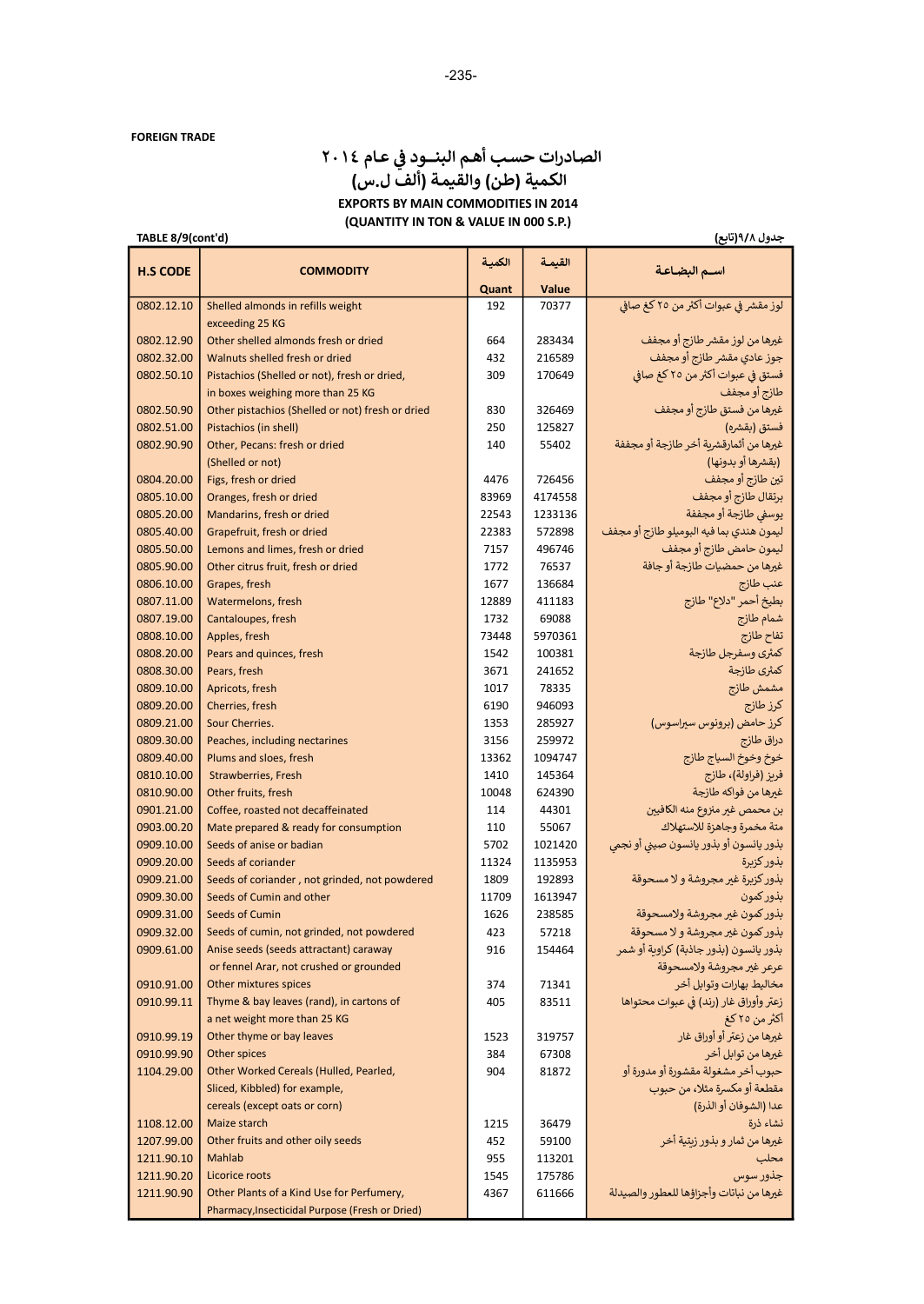**FOREIGN TRADE**

# الصادرات حسب أهم البنــود في عـام ٢٠١٤
## الكمية (طن) والقيمة (ألف ل.س)

**EXPORTS BY MAIN COMMODITIES IN 2014**

**(QUANTITY IN TON & VALUE IN 000 S.P.)**

**TABLE 8/9(cont'd)** — **جدول ٨/٩(تابع)**

| H.S CODE | COMMODITY | الكمية Quant | القيمة Value | اسم البضاعة |
|---|---|---|---|---|
| 0802.12.10 | Shelled almonds in refills weight exceeding 25 KG | 192 | 70377 | لوز مقشر في عبوات أكثر من ٢٥ كغ صافي |
| 0802.12.90 | Other shelled almonds fresh or dried | 664 | 283434 | غيرها من لوز مقشر طازج أو مجفف |
| 0802.32.00 | Walnuts shelled fresh or dried | 432 | 216589 | جوز عادي مقشر طازج أو مجفف |
| 0802.50.10 | Pistachios (Shelled or not), fresh or dried, in boxes weighing more than 25 KG | 309 | 170649 | فستق في عبوات أكثر من ٢٥ كغ صافي طازج أو مجفف |
| 0802.50.90 | Other pistachios (Shelled or not) fresh or dried | 830 | 326469 | غيرها من فستق طازج أو مجفف |
| 0802.51.00 | Pistachios (in shell) | 250 | 125827 | فستق (بقشره) |
| 0802.90.90 | Other, Pecans: fresh or dried (Shelled or not) | 140 | 55402 | غيرها من أثمارقشرية أخر طازجة أو مجففة (بقشرها أو بدونها) |
| 0804.20.00 | Figs, fresh or dried | 4476 | 726456 | تين طازج أو مجفف |
| 0805.10.00 | Oranges, fresh or dried | 83969 | 4174558 | برتقال طازج أو مجفف |
| 0805.20.00 | Mandarins, fresh or dried | 22543 | 1233136 | يوسفي طازجة أو مجففة |
| 0805.40.00 | Grapefruit, fresh or dried | 22383 | 572898 | ليمون هندي بما فيه البوميلو طازج أو مجفف |
| 0805.50.00 | Lemons and limes, fresh or dried | 7157 | 496746 | ليمون حامض طازج أو مجفف |
| 0805.90.00 | Other citrus fruit, fresh or dried | 1772 | 76537 | غيرها من حمضيات طازجة أو جافة |
| 0806.10.00 | Grapes, fresh | 1677 | 136684 | عنب طازج |
| 0807.11.00 | Watermelons, fresh | 12889 | 411183 | بطيخ أحمر "دلاع" طازج |
| 0807.19.00 | Cantaloupes, fresh | 1732 | 69088 | شمام طازج |
| 0808.10.00 | Apples, fresh | 73448 | 5970361 | تفاح طازج |
| 0808.20.00 | Pears and quinces, fresh | 1542 | 100381 | كمثرى وسفرجل طازجة |
| 0808.30.00 | Pears, fresh | 3671 | 241652 | كمثرى طازجة |
| 0809.10.00 | Apricots, fresh | 1017 | 78335 | مشمش طازج |
| 0809.20.00 | Cherries, fresh | 6190 | 946093 | كرز طازج |
| 0809.21.00 | Sour Cherries. | 1353 | 285927 | كرز حامض (برونوس سيراسوس) |
| 0809.30.00 | Peaches, including nectarines | 3156 | 259972 | دراق طازج |
| 0809.40.00 | Plums and sloes, fresh | 13362 | 1094747 | خوخ وخوخ السياج طازج |
| 0810.10.00 | Strawberries, Fresh | 1410 | 145364 | فريز (فراولة)، طازج |
| 0810.90.00 | Other fruits, fresh | 10048 | 624390 | غيرها من فواكه طازجة |
| 0901.21.00 | Coffee, roasted not decaffeinated | 114 | 44301 | بن محمص غير منزوع منه الكافيين |
| 0903.00.20 | Mate prepared & ready for consumption | 110 | 55067 | متة مخمرة وجاهزة للاستهلاك |
| 0909.10.00 | Seeds of anise or badian | 5702 | 1021420 | بذور يانسون أو بذور يانسون صيني أو نجمي |
| 0909.20.00 | Seeds af coriander | 11324 | 1135953 | بذور كزبرة |
| 0909.21.00 | Seeds of coriander , not grinded, not powdered | 1809 | 192893 | بذور كزبرة غير مجروشة و لا مسحوقة |
| 0909.30.00 | Seeds of Cumin and other | 11709 | 1613947 | بذور كمون |
| 0909.31.00 | Seeds of Cumin | 1626 | 238585 | بذور كمون غير مجروشة ولامسحوقة |
| 0909.32.00 | Seeds of cumin, not grinded, not powdered | 423 | 57218 | بذور كمون غير مجروشة و لا مسحوقة |
| 0909.61.00 | Anise seeds (seeds attractant) caraway or fennel Arar, not crushed or grounded | 916 | 154464 | بذور يانسون (بذور جاذبة) كراوية أو شمر عرعر غير مجروشة ولامسحوقة |
| 0910.91.00 | Other mixtures spices | 374 | 71341 | مخاليط بهارات وتوابل أخر |
| 0910.99.11 | Thyme & bay leaves (rand), in cartons of a net weight more than 25 KG | 405 | 83511 | زعتر وأوراق غار (رند) في عبوات محتواها أكثر من ٢٥ كغ |
| 0910.99.19 | Other thyme or bay leaves | 1523 | 319757 | غيرها من زعتر أو أوراق غار |
| 0910.99.90 | Other spices | 384 | 67308 | غيرها من توابل أخر |
| 1104.29.00 | Other Worked Cereals (Hulled, Pearled, Sliced, Kibbled) for example, cereals (except oats or corn) | 904 | 81872 | حبوب أخر مشغولة مقشورة أو مدورة أو مقطعة أو مكسرة مثلا، من حبوب عدا (الشوفان أو الذرة) |
| 1108.12.00 | Maize starch | 1215 | 36479 | نشاء ذرة |
| 1207.99.00 | Other fruits and other oily seeds | 452 | 59100 | غيرها من ثمار و بذور زيتية أخر |
| 1211.90.10 | Mahlab | 955 | 113201 | محلب |
| 1211.90.20 | Licorice roots | 1545 | 175786 | جذور سوس |
| 1211.90.90 | Other Plants of a Kind Use for Perfumery, Pharmacy,Insecticidal Purpose (Fresh or Dried) | 4367 | 611666 | غيرها من نباتات وأجزاؤها للعطور والصيدلة |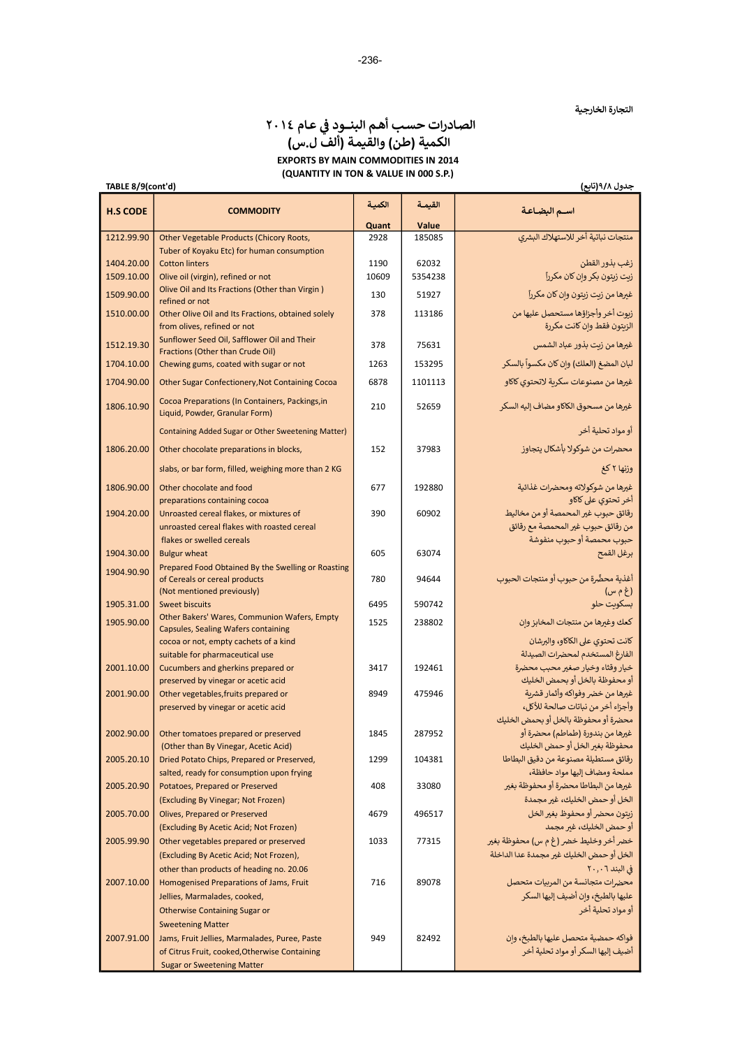التجارة الخارجية

# الصادرات حسب أهم البنـود في عام ٢٠١٤
## الكمية (طن) والقيمة (ألف ل.س)

**EXPORTS BY MAIN COMMODITIES IN 2014**
**(QUANTITY IN TON & VALUE IN 000 S.P.)**

TABLE 8/9(cont'd) | جدول ٩/٨(تابع)

| H.S CODE | COMMODITY | الكميـة Quant | القيمـة Value | اسـم البضـاعـة |
|---|---|---|---|---|
| 1212.99.90 | Other Vegetable Products (Chicory Roots, Tuber of Koyaku Etc) for human consumption | 2928 | 185085 | منتجات نباتية أخر للاستهلاك البشري |
| 1404.20.00 | Cotton linters | 1190 | 62032 | زغب بذور القطن |
| 1509.10.00 | Olive oil (virgin), refined or not | 10609 | 5354238 | زيت زيتون بكر وإن كان مكرراً |
| 1509.90.00 | Olive Oil and Its Fractions (Other than Virgin ) refined or not | 130 | 51927 | غيرها من زيت زيتون وإن كان مكرراً |
| 1510.00.00 | Other Olive Oil and Its Fractions, obtained solely from olives, refined or not | 378 | 113186 | زيوت أخر وأجزاؤها مستحصل عليها من الزيتون فقط وإن كانت مكررة |
| 1512.19.30 | Sunflower Seed Oil, Safflower Oil and Their Fractions (Other than Crude Oil) | 378 | 75631 | غيرها من زيت بذور عباد الشمس |
| 1704.10.00 | Chewing gums, coated with sugar or not | 1263 | 153295 | لبان المضغ (العلك) وإن كان مكسواً بالسكر |
| 1704.90.00 | Other Sugar Confectionery,Not Containing Cocoa | 6878 | 1101113 | غيرها من مصنوعات سكرية لاتحتوي كاكاو |
| 1806.10.90 | Cocoa Preparations (In Containers, Packings,in Liquid, Powder, Granular Form) Containing Added Sugar or Other Sweetening Matter) | 210 | 52659 | غيرها من مسحوق الكاكاو مضاف إليه السكر أو مواد تحلية أخر |
| 1806.20.00 | Other chocolate preparations in blocks, slabs, or bar form, filled, weighing more than 2 KG | 152 | 37983 | محضرات من شوكولا بأشكال يتجاوز وزنها ٢ كغ |
| 1806.90.00 | Other chocolate and food preparations containing cocoa | 677 | 192880 | غيرها من شوكولاته ومحضرات غذائية أخر تحتوي على كاكاو |
| 1904.20.00 | Unroasted cereal flakes, or mixtures of unroasted cereal flakes with roasted cereal flakes or swelled cereals | 390 | 60902 | رقائق حبوب غير المحمصة أو من مخاليط من رقائق حبوب غير المحمصة مع رقائق حبوب محمصة أو حبوب منفوشة |
| 1904.30.00 | Bulgur wheat | 605 | 63074 | برغل القمح |
| 1904.90.90 | Prepared Food Obtained By the Swelling or Roasting of Cereals or cereal products (Not mentioned previously) | 780 | 94644 | أغذية محضّرة من حبوب أو منتجات الحبوب (غ م س) |
| 1905.31.00 | Sweet biscuits | 6495 | 590742 | بسكويت حلو |
| 1905.90.00 | Other Bakers' Wares, Communion Wafers, Empty Capsules, Sealing Wafers containing cocoa or not, empty cachets of a kind suitable for pharmaceutical use | 1525 | 238802 | كعك وغيرها من منتجات المخابز وإن كانت تحتوي على الكاكاو، والبرشان الفارغ المستخدم لمحضرات الصيدلة |
| 2001.10.00 | Cucumbers and gherkins prepared or preserved by vinegar or acetic acid | 3417 | 192461 | خيار وقثاء وخيار صغير محبب محضرة أو محفوظة بالخل أو بحمض الخليك |
| 2001.90.00 | Other vegetables,fruits prepared or preserved by vinegar or acetic acid | 8949 | 475946 | غيرها من خضر وفواكه وأثمار قشرية وأجزاء أخر من نباتات صالحة للأكل، محضرة أو محفوظة بالخل أو بحمض الخليك |
| 2002.90.00 | Other tomatoes prepared or preserved (Other than By Vinegar, Acetic Acid) | 1845 | 287952 | غيرها من بندورة (طماطم) محضرة أو محفوظة بغير الخل أو حمض الخليك |
| 2005.20.10 | Dried Potato Chips, Prepared or Preserved, salted, ready for consumption upon frying | 1299 | 104381 | رقائق مستطيلة مصنوعة من دقيق البطاطا مملحة ومضاف إليها مواد حافظة، |
| 2005.20.90 | Potatoes, Prepared or Preserved (Excluding By Vinegar; Not Frozen) | 408 | 33080 | غيرها من البطاطا محضرة أو محفوظة بغير الخل أو حمض الخليك، غير مجمدة |
| 2005.70.00 | Olives, Prepared or Preserved (Excluding By Acetic Acid; Not Frozen) | 4679 | 496517 | زيتون محضر أو محفوظ بغير الخل أو حمض الخليك، غير مجمد |
| 2005.99.90 | Other vegetables prepared or preserved (Excluding By Acetic Acid; Not Frozen), other than products of heading no. 20.06 | 1033 | 77315 | خضر أخر وخليط خضر (غ م س) محفوظة بغير الخل أو حمض الخليك غير مجمدة عدا الداخلة في البند ٢٠,٠٦ |
| 2007.10.00 | Homogenised Preparations of Jams, Fruit Jellies, Marmalades, cooked, Otherwise Containing Sugar or Sweetening Matter | 716 | 89078 | محضرات متجانسة من المربيات متحصل عليها بالطبخ، وإن أضيف إليها السكر أو مواد تحلية أخر |
| 2007.91.00 | Jams, Fruit Jellies, Marmalades, Puree, Paste of Citrus Fruit, cooked,Otherwise Containing Sugar or Sweetening Matter | 949 | 82492 | فواكه حمضية متحصل عليها بالطبخ، وإن أضيف إليها السكر أو مواد تحلية أخر |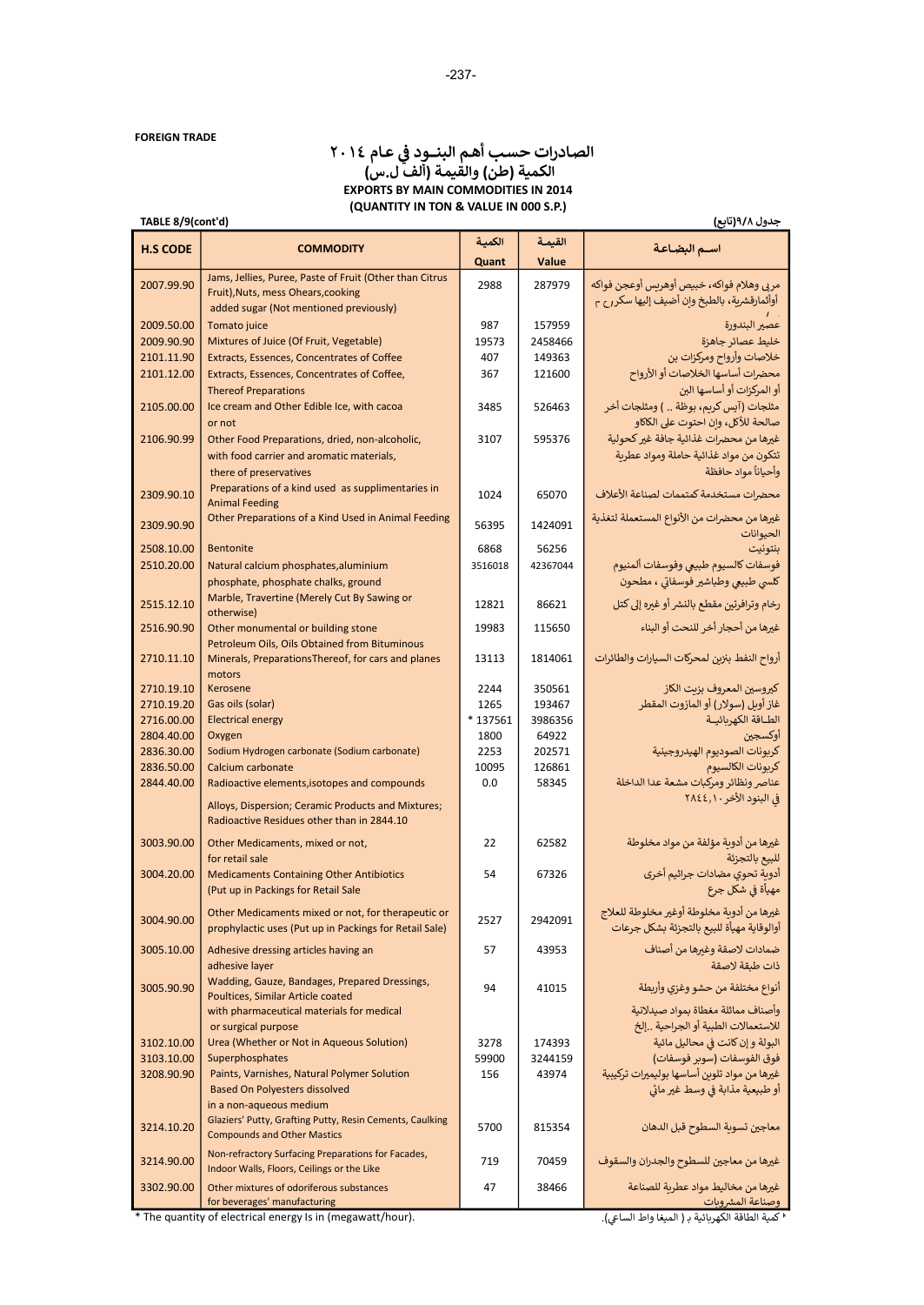FOREIGN TRADE

# الصادرات حسب أهم البنـود في عام ٢٠١٤
## الكمية (طن) والقيمة (ألف ل.س)
## EXPORTS BY MAIN COMMODITIES IN 2014
## (QUANTITY IN TON & VALUE IN 000 S.P.)

TABLE 8/9(cont'd) — جدول ٩/٨(تابع)

| H.S CODE | COMMODITY | الكمية Quant | القيمة Value | اسم البضاعة |
|---|---|---|---|---|
| 2007.99.90 | Jams, Jellies, Puree, Paste of Fruit (Other than Citrus Fruit),Nuts, mess Ohears,cooking added sugar (Not mentioned previously) | 2988 | 287979 | مربى وهلام فواكه، خبيص أوهريس أوعجن فواكه أوأثمارقشرية، بالطبخ وإن أضيف إليها سكرم م |
| 2009.50.00 | Tomato juice | 987 | 157959 | عصير البندورة |
| 2009.90.90 | Mixtures of Juice (Of Fruit, Vegetable) | 19573 | 2458466 | خليط عصائر جاهزة |
| 2101.11.90 | Extracts, Essences, Concentrates of Coffee | 407 | 149363 | خلاصات وأرواح ومركزات بن |
| 2101.12.00 | Extracts, Essences, Concentrates of Coffee, Thereof Preparations | 367 | 121600 | محضرات أساسها الخلاصات أو الأرواح أو المركزات أو أساسها البن |
| 2105.00.00 | Ice cream and Other Edible Ice, with cacoa or not | 3485 | 526463 | مثلجات (آيس كريم، بوظة .. ) ومثلجات أخر صالحة للأكل، وإن احتوت على الكاكاو |
| 2106.90.99 | Other Food Preparations, dried, non-alcoholic, with food carrier and aromatic materials, there of preservatives | 3107 | 595376 | غيرها من محضرات غذائية جافة غير كحولية تتكون من مواد غذائية حاملة ومواد عطرية وأحياناً مواد حافظة |
| 2309.90.10 | Preparations of a kind used as supplimentaries in Animal Feeding | 1024 | 65070 | محضرات مستخدمة كمتممات لصناعة الأعلاف |
| 2309.90.90 | Other Preparations of a Kind Used in Animal Feeding | 56395 | 1424091 | غيرها من محضرات من الأنواع المستعملة لتغذية الحيوانات |
| 2508.10.00 | Bentonite | 6868 | 56256 | بنتونيت |
| 2510.20.00 | Natural calcium phosphates,aluminium phosphate, phosphate chalks, ground | 3516018 | 42367044 | فوسفات كالسيوم طبيعي وفوسفات ألمنيوم كلسي طبيعي وطباشير فوسفاتي ، مطحون |
| 2515.12.10 | Marble, Travertine (Merely Cut By Sawing or otherwise) | 12821 | 86621 | رخام وترافرتين مقطع بالنشر أو غيره إلى كتل |
| 2516.90.90 | Other monumental or building stone | 19983 | 115650 | غيرها من أحجار أخر للنحت أو البناء |
| 2710.11.10 | Petroleum Oils, Oils Obtained from Bituminous Minerals, PreparationsThereof, for cars and planes motors | 13113 | 1814061 | أرواح النفط بنزين لمحركات السيارات والطائرات |
| 2710.19.10 | Kerosene | 2244 | 350561 | كيروسين المعروف بزيت الكاز |
| 2710.19.20 | Gas oils (solar) | 1265 | 193467 | غاز أويل (سولار) أو المازوت المقطر |
| 2716.00.00 | Electrical energy | * 137561 | 3986356 | الطـاقة الكهربائيـة |
| 2804.40.00 | Oxygen | 1800 | 64922 | أوكسجين |
| 2836.30.00 | Sodium Hydrogen carbonate (Sodium carbonate) | 2253 | 202571 | كربونات الصوديوم الهيدروجينية |
| 2836.50.00 | Calcium carbonate | 10095 | 126861 | كربونات الكالسيوم |
| 2844.40.00 | Radioactive elements,isotopes and compounds Alloys, Dispersion; Ceramic Products and Mixtures; Radioactive Residues other than in 2844.10 | 0.0 | 58345 | عناصر ونظائر ومركبات مشعة عدا الداخلة في البنود الأخر ٢٨٤٤,١٠ |
| 3003.90.00 | Other Medicaments, mixed or not, for retail sale | 22 | 62582 | غيرها من أدوية مؤلفة من مواد مخلوطة للبيع بالتجزئة |
| 3004.20.00 | Medicaments Containing Other Antibiotics (Put up in Packings for Retail Sale | 54 | 67326 | أدوية تحوي مضادات جراثيم أخرى مهيأة في شكل جرع |
| 3004.90.00 | Other Medicaments mixed or not, for therapeutic or prophylactic uses (Put up in Packings for Retail Sale) | 2527 | 2942091 | غيرها من أدوية مخلوطة أوغير مخلوطة للعلاج أوالوقاية مهيأة للبيع بالتجزئة بشكل جرعات |
| 3005.10.00 | Adhesive dressing articles having an adhesive layer | 57 | 43953 | ضمادات لاصقة وغيرها من أصناف ذات طبقة لاصقة |
| 3005.90.90 | Wadding, Gauze, Bandages, Prepared Dressings, Poultices, Similar Article coated with pharmaceutical materials for medical or surgical purpose | 94 | 41015 | أنواع مختلفة من حشو وغزي وأربطة وأصناف مماثلة مغطاة بمواد صيدلانية للاستعمالات الطبية أو الجراحية ..إلخ |
| 3102.10.00 | Urea (Whether or Not in Aqueous Solution) | 3278 | 174393 | البولة و إن كانت في محاليل مائية |
| 3103.10.00 | Superphosphates | 59900 | 3244159 | فوق الفوسفات (سوبر فوسفات) |
| 3208.90.90 | Paints, Varnishes, Natural Polymer Solution Based On Polyesters dissolved in a non-aqueous medium | 156 | 43974 | غيرها من مواد تلوين أساسها بوليميرات تركيبية أو طبيعية مذابة في وسط غير مائي |
| 3214.10.20 | Glaziers' Putty, Grafting Putty, Resin Cements, Caulking Compounds and Other Mastics | 5700 | 815354 | معاجين تسوية السطوح قبل الدهان |
| 3214.90.00 | Non-refractory Surfacing Preparations for Facades, Indoor Walls, Floors, Ceilings or the Like | 719 | 70459 | غيرها من معاجين للسطوح والجدران والسقوف |
| 3302.90.00 | Other mixtures of odoriferous substances for beverages' manufacturing | 47 | 38466 | غيرها من مخاليط مواد عطرية للصناعة وصناعة المشروبات |

\* The quantity of electrical energy Is in (megawatt/hour).

\* كمية الطاقة الكهربائية بـ ( الميغا واط الساعي).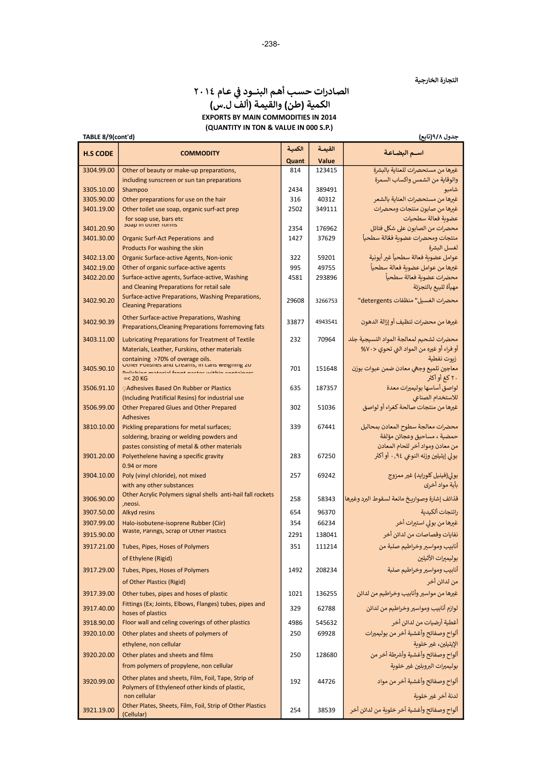التجارة الخارجية

# الصادرات حسب أهم البنـود في عام ٢٠١٤
## الكمية (طن) والقيمة (ألف ل.س)
## EXPORTS BY MAIN COMMODITIES IN 2014
## (QUANTITY IN TON & VALUE IN 000 S.P.)

TABLE 8/9(cont'd) — جدول ٩/٨(تابع)

| H.S CODE | COMMODITY | الكمية Quant | القيمة Value | اسـم البضاعة |
|---|---|---|---|---|
| 3304.99.00 | Other of beauty or make-up preparations, including sunscreen or sun tan preparations | 814 | 123415 | غيرها من مستحضرات للعناية بالبشرة والوقاية من الشمس واكساب السمرة |
| 3305.10.00 | Shampoo | 2434 | 389491 | شامبو |
| 3305.90.00 | Other preparations for use on the hair | 316 | 40312 | غيرها من مستحضرات العناية بالشعر |
| 3401.19.00 | Other toilet use soap, organic surf-act prep for soap use, bars etc | 2502 | 349111 | غيرها من صابون منتجات ومحضرات عضوية فعالة سطحيات |
| 3401.20.90 | Soap in other forms | 2354 | 176962 | محضرات من الصابون على شكل فتائل |
| 3401.30.00 | Organic Surf-Act Peperations and Products For washing the skin | 1427 | 37629 | منتجات ومحضرات عضوية فعّالة سطحياً لغسل البشرة |
| 3402.13.00 | Organic Surface-active Agents, Non-ionic | 322 | 59201 | عوامل عضوية فعالة سطحياً غير أيونية |
| 3402.19.00 | Other of organic surface-active agents | 995 | 49755 | غيرها من عوامل عضوية فعالة سطحياً |
| 3402.20.00 | Surface-active agents, Surface-active, Washing and Cleaning Preparations for retail sale | 4581 | 293896 | محضرات عضوية فعالة سطحياً مهيأة للبيع بالتجزئة |
| 3402.90.20 | Surface-active Preparations, Washing Preparations, Cleaning Preparations | 29608 | 3266753 | محضرات الغسيل" منظفات detergents" |
| 3402.90.39 | Other Surface-active Preparations, Washing Preparations,Cleaning Preparations forremoving fats | 33877 | 4943541 | غيرها من محضرات تنظيف أو إزالة الدهون |
| 3403.11.00 | Lubricating Preparations for Treatment of Textile Materials, Leather, Furskins, other materials containing >70% of average oils. | 232 | 70964 | محضرات تشحيم لمعالجة المواد النسيجية جلد أو فراء أو غيره من المواد التي تحوي <٧٠% زيوت نفطية |
| 3405.90.10 | Other Polishes and Creams, in cans weighing 20 Polishing material front pastes within containers =< 20 KG | 701 | 151648 | معاجين تلميع وجهي معادن ضمن عبوات بوزن ٢٠ كغ أو أكثر |
| 3506.91.10 | Adhesives Based On Rubber or Plastics (Including Pratificial Resins) for industrial use | 635 | 187357 | لواصق أساسها بوليميرات معدة للاستخدام الصناعي |
| 3506.99.00 | Other Prepared Glues and Other Prepared Adhesives | 302 | 51036 | غيرها من منتجات صالحة كغراء أو لواصق |
| 3810.10.00 | Pickling preparations for metal surfaces; soldering, brazing or welding powders and pastes consisting of metal & other materials | 339 | 67441 | محضرات معالجة سطوح المعادن بمحاليل حمضية ، مساحيق وعجائن مؤلفة من معادن ومواد أخر للحام المعادن |
| 3901.20.00 | Polyethelene having a specific gravity 0.94 or more | 283 | 67250 | بولي إيتيلين وزنه النوعي ٠,٩٤ أو أكثر |
| 3904.10.00 | Poly (vinyl chloride), not mixed with any other substances | 257 | 69242 | بولي(فينيل كلورايد) غير ممزوج بأية مواد أخرى |
| 3906.90.00 | Other Acrylic Polymers signal shells anti-hail fall rockets ,neosi. | 258 | 58343 | قذائف إشارة وصواريخ مانعة لسقوط البرد وغيرها |
| 3907.50.00 | Alkyd resins | 654 | 96370 | راتنجات ألكيدية |
| 3907.99.00 | Halo-isobutene-isoprene Rubber (Ciir) | 354 | 66234 | غيرها من بولي استيرات أخر |
| 3915.90.00 | Waste, Parings, Scrap of Other Plastics | 2291 | 138041 | نفايات وقصاصات من لدائن أخر |
| 3917.21.00 | Tubes, Pipes, Hoses of Polymers of Ethylene (Rigid) | 351 | 111214 | أنابيب ومواسير وخراطيم صلبة من بوليميرات الأثيلين |
| 3917.29.00 | Tubes, Pipes, Hoses of Polymers of Other Plastics (Rigid) | 1492 | 208234 | أنابيب ومواسير وخراطيم صلبة من لدائن أخر |
| 3917.39.00 | Other tubes, pipes and hoses of plastic | 1021 | 136255 | غيرها من مواسير وأنابيب وخراطيم من لدائن |
| 3917.40.00 | Fittings (Ex; Joints, Elbows, Flanges) tubes, pipes and hoses of plastics | 329 | 62788 | لوازم أنابيب ومواسير وخراطيم من لدائن |
| 3918.90.00 | Floor wall and celing coverings of other plastics | 4986 | 545632 | أغطية أرضيات من لدائن أخر |
| 3920.10.00 | Other plates and sheets of polymers of ethylene, non cellular | 250 | 69928 | ألواح وصفائح وأغشية أخر من بوليميرات الإيتيلين، غير خلوية |
| 3920.20.00 | Other plates and sheets and films from polymers of propylene, non cellular | 250 | 128680 | ألواح وصفائح وأغشية وأشرطة أخر من بوليميرات البروبلين غير خلوية |
| 3920.99.00 | Other plates and sheets, Film, Foil, Tape, Strip of Polymers of Ethyleneof other kinds of plastic, non cellular | 192 | 44726 | ألواح وصفائح وأغشية أخر من مواد لدنة أخر غير خلوية |
| 3921.19.00 | Other Plates, Sheets, Film, Foil, Strip of Other Plastics (Cellular) | 254 | 38539 | ألواح وصفائح وأغشية أخر خلوية من لدائن أخر |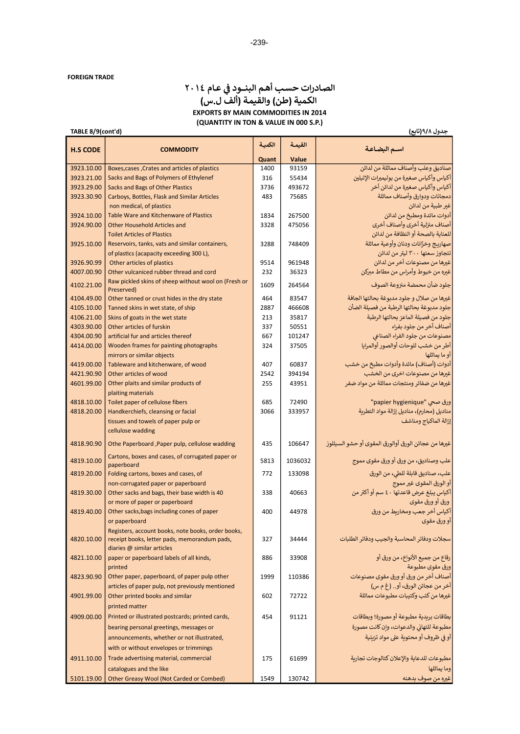**FOREIGN TRADE**

# الصادرات حسب أهم البنـود في عام ٢٠١٤
## الكمية (طن) والقيمة (ألف ل.س)
### EXPORTS BY MAIN COMMODITIES IN 2014
### (QUANTITY IN TON & VALUE IN 000 S.P.)

TABLE 8/9(cont'd) — جدول ٩/٨(تابع)

| H.S CODE | COMMODITY | الكمية Quant | القيمة Value | اسم البضاعة |
|---|---|---|---|---|
| 3923.10.00 | Boxes,cases ,Crates and articles of plastics | 1400 | 93159 | صناديق وعلب وأصناف مماثلة من لدائن |
| 3923.21.00 | Sacks and Bags of Polymers of Ethylenef | 316 | 55434 | أكياس وأكياس صغيرة من بوليمرات الإتيلين |
| 3923.29.00 | Sacks and Bags of Other Plastics | 3736 | 493672 | أكياس وأكياس صغيرة من لدائن أخر |
| 3923.30.90 | Carboys, Bottles, Flask and Similar Articles non medical, of plastics | 483 | 75685 | دمجانات ودوارق وأصناف مماثلة غير طبية من لدائن |
| 3924.10.00 | Table Ware and Kitchenware of Plastics | 1834 | 267500 | أدوات مائدة ومطبخ من لدائن |
| 3924.90.00 | Other Household Articles and Toilet Articles of Plastics | 3328 | 475056 | أصناف منزلية أخرى وأصناف أخرى للعناية بالصحة أو النظافة من لدائن |
| 3925.10.00 | Reservoirs, tanks, vats and similar containers, of plastics (acapacity exceeding 300 L), | 3288 | 748409 | صهاريج وخزّانات ودنان وأوعية مماثلة تتجاوز سعتها ٣٠٠ ليتر من لدائن |
| 3926.90.99 | Other articles of plastics | 9514 | 961948 | غيرها من مصنوعات أخر من لدائن |
| 4007.00.90 | Other vulcaniced rubber thread and cord | 232 | 36323 | غيره من خيوط وأمراس من مطاط مبركن |
| 4102.21.00 | Raw pickled skins of sheep without wool on (Fresh or Preserved) | 1609 | 264564 | جلود ضأن محمضة منزوعة الصوف |
| 4104.49.00 | Other tanned or crust hides in the dry state | 464 | 83547 | غيرها من صلال و جلود مدبوغة بحالتها الجافة |
| 4105.10.00 | Tanned skins in wet state, of ship | 2887 | 466608 | جلود مدبوغة بحالتها الرطبة من فصيلة الضأن |
| 4106.21.00 | Skins of goats in the wet state | 213 | 35817 | جلود من فصيلة الماعز بحالتها الرطبة |
| 4303.90.00 | Other articles of furskin | 337 | 50551 | أصناف أخر من جلود بفراء |
| 4304.00.90 | artificial fur and articles thereof | 667 | 101247 | مصنوعات من جلود الفراء الصناعي |
| 4414.00.00 | Wooden frames for painting photographs mirrors or similar objects | 324 | 37505 | أطر من خشب للوحات أوالصور أوالمرايا أو ما يماثلها |
| 4419.00.00 | Tableware and kitchenware, of wood | 407 | 60837 | أدوات (أصناف) مائدة وأدوات مطبخ من خشب |
| 4421.90.90 | Other articles of wood | 2542 | 394194 | غيرها من مصنوعات اخرى من الخشب |
| 4601.99.00 | Other plaits and similar products of plaiting materials | 255 | 43951 | غيرها من ضفائر ومنتجات مماثلة من مواد ضفر |
| 4818.10.00 | Toilet paper of cellulose fibers | 685 | 72490 | ورق صحي "papier hygienique" |
| 4818.20.00 | Handkerchiefs, cleansing or facial tissues and towels of paper pulp or cellulose wadding | 3066 | 333957 | مناديل (محارم)، مناديل إزالة مواد التطرية إزالة الماكياج ومناشف |
| 4818.90.90 | Othe Paperboard ,Paper pulp, cellulose wadding | 435 | 106647 | غيرها من عجائن الورق أوالورق المقوى أو حشو السيللوز |
| 4819.10.00 | Cartons, boxes and cases, of corrugated paper or paperboard | 5813 | 1036032 | علب وصناديق، من ورق أو ورق مقوى مموج |
| 4819.20.00 | Folding cartons, boxes and cases, of non-corrugated paper or paperboard | 772 | 133098 | علب، صناديق قابلة للطي، من الورق أو الورق المقوى غير مموج |
| 4819.30.00 | Other sacks and bags, their base width is 40 or more of paper or paperboard | 338 | 40663 | أكياس يبلغ عرض قاعدتها ٤٠ سم أو أكثر من ورق أو ورق مقوى |
| 4819.40.00 | Other sacks,bags including cones of paper or paperboard | 400 | 44978 | أكياس أخر جعب ومخاريط من ورق أو ورق مقوى |
| 4820.10.00 | Registers, account books, note books, order books, receipt books, letter pads, memorandum pads, diaries @ similar articles | 327 | 34444 | سجلات ودفاتر المحاسبة والجيب ودفاتر الطلبات |
| 4821.10.00 | paper or paperboard labels of all kinds, printed | 886 | 33908 | رقاع من جميع الأنواع، من ورق أو ورق مقوى مطبوعة |
| 4823.90.90 | Other paper, paperboard, of paper pulp other articles of paper pulp, not previously mentioned | 1999 | 110386 | أصناف أخر من ورق أو ورق مقوى مصنوعات أخر من عجائن الورق، أو.. (غ م س) |
| 4901.99.00 | Other printed books and similar printed matter | 602 | 72722 | غيرها من كتب وكتيبات مطبوعات مماثلة |
| 4909.00.00 | Printed or illustrated postcards; printed cards, bearing personal greetings, messages or announcements, whether or not illustrated, with or without envelopes or trimmings | 454 | 91121 | بطاقات بريدية مطبوعة أو مصورة؛ وبطاقات مطبوعة للتهاني والدعوات، وإن كانت مصورة أو في ظروف أو محتوية على مواد تزينية |
| 4911.10.00 | Trade advertising material, commercial catalogues and the like | 175 | 61699 | مطبوعات للدعاية والإعلان كتالوجات تجارية وما يماثلها |
| 5101.19.00 | Other Greasy Wool (Not Carded or Combed) | 1549 | 130742 | غيره من صوف بدهنه |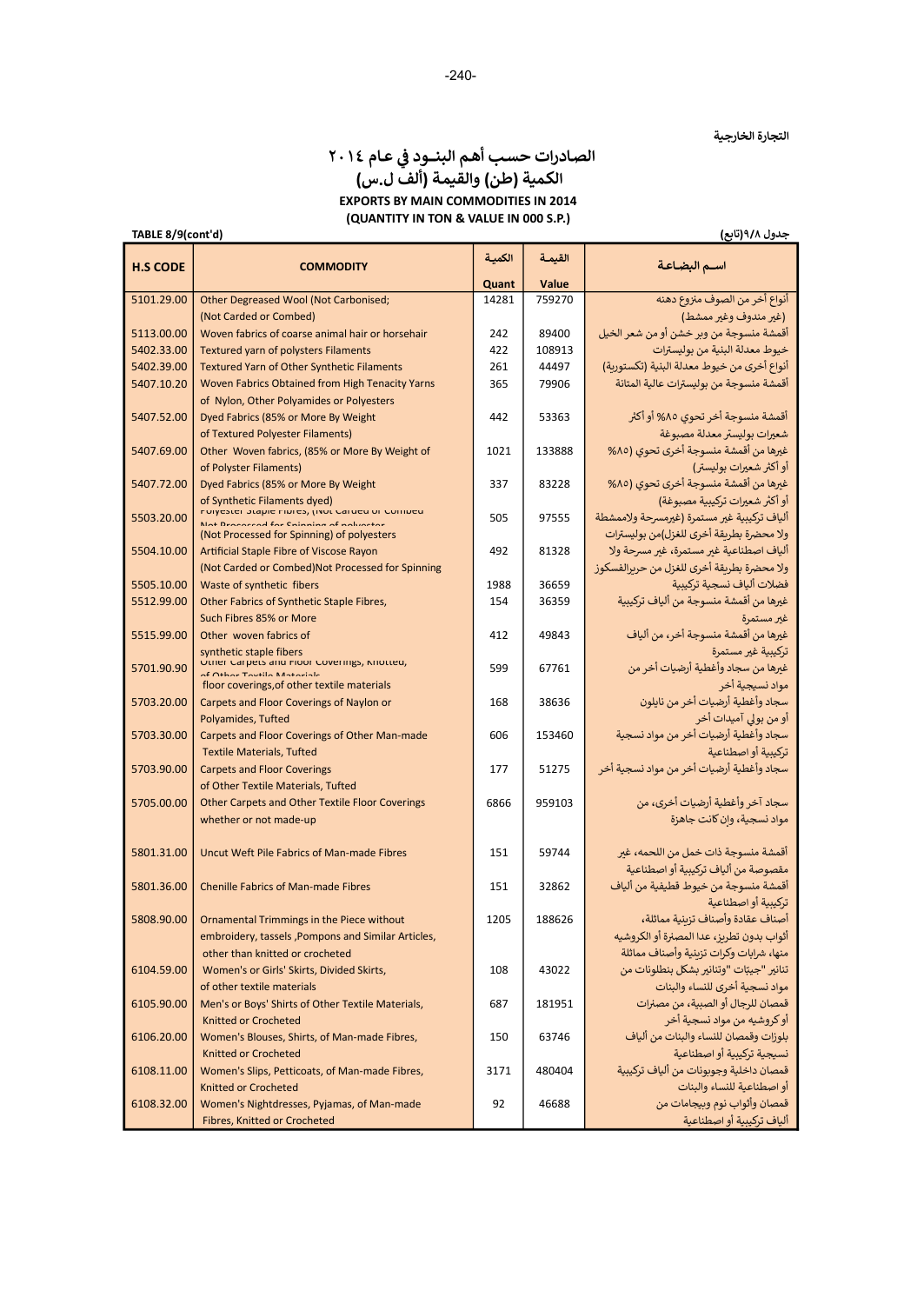التجارة الخارجية

# الصادرات حسب أهم البنـود في عام ٢٠١٤
## الكمية (طن) والقيمة (ألف ل.س)

**EXPORTS BY MAIN COMMODITIES IN 2014**
**(QUANTITY IN TON & VALUE IN 000 S.P.)**

TABLE 8/9(cont'd) — جدول ٩/٨(تابع)

| H.S CODE | COMMODITY | الكمية Quant | القيمة Value | اسم البضاعة |
|---|---|---|---|---|
| 5101.29.00 | Other Degreased Wool (Not Carbonised; (Not Carded or Combed) | 14281 | 759270 | أنواع أخر من الصوف منزوع دهنه (غير مندوف وغير ممشط) |
| 5113.00.00 | Woven fabrics of coarse animal hair or horsehair | 242 | 89400 | أقمشة منسوجة من وبر خشن أو من شعر الخيل |
| 5402.33.00 | Textured yarn of polysters Filaments | 422 | 108913 | خيوط معدلة البنية من بوليسترات |
| 5402.39.00 | Textured Yarn of Other Synthetic Filaments | 261 | 44497 | أنواع أخرى من خيوط معدلة البنية (تكستورية) |
| 5407.10.20 | Woven Fabrics Obtained from High Tenacity Yarns of Nylon, Other Polyamides or Polyesters | 365 | 79906 | أقمشة منسوجة من بوليسترات عالية المتانة |
| 5407.52.00 | Dyed Fabrics (85% or More By Weight of Textured Polyester Filaments) | 442 | 53363 | أقمشة منسوجة أخر تحوي ٨٥% أو أكثر شعيرات بوليستر معدلة مصبوغة |
| 5407.69.00 | Other Woven fabrics, (85% or More By Weight of of Polyster Filaments) | 1021 | 133888 | غيرها من أقمشة منسوجة أخرى تحوي (٨٥% أو أكثر شعيرات بوليستر) |
| 5407.72.00 | Dyed Fabrics (85% or More By Weight of Synthetic Filaments dyed) | 337 | 83228 | غيرها من أقمشة منسوجة أخرى تحوي (٨٥% أو أكثر شعيرات تركيبية مصبوغة) |
| 5503.20.00 | Polyester Staple Fibres, (Not Carded or Combed Not Processed for Spinning of polyester (Not Processed for Spinning) of polyesters | 505 | 97555 | ألياف تركيبية غير مستمرة (غيرمسرحة ولاممشطة ولا محضرة بطريقة أخرى للغزل)من بوليسترات |
| 5504.10.00 | Artificial Staple Fibre of Viscose Rayon (Not Carded or Combed)Not Processed for Spinning | 492 | 81328 | ألياف اصطناعية غير مستمرة، غير مسرحة ولا ولا محضرة بطريقة أخرى للغزل من حريرالفسكوز |
| 5505.10.00 | Waste of synthetic fibers | 1988 | 36659 | فضلات ألياف نسجية تركيبية |
| 5512.99.00 | Other Fabrics of Synthetic Staple Fibres, Such Fibres 85% or More | 154 | 36359 | غيرها من أقمشة منسوجة من ألياف تركيبية غير مستمرة |
| 5515.99.00 | Other woven fabrics of synthetic staple fibers | 412 | 49843 | غيرها من أقمشة منسوجة أخر، من ألياف تركيبية غير مستمرة |
| 5701.90.90 | Other Carpets and Floor Coverings, Knotted, of Other Textile Materials floor coverings,of other textile materials | 599 | 67761 | غيرها من سجاد وأغطية أرضيات أخر من مواد نسيجية أخر |
| 5703.20.00 | Carpets and Floor Coverings of Naylon or Polyamides, Tufted | 168 | 38636 | سجاد وأغطية أرضيات أخر من نايلون أو من بولي أميدات أخر |
| 5703.30.00 | Carpets and Floor Coverings of Other Man-made Textile Materials, Tufted | 606 | 153460 | سجاد وأغطية أرضيات أخر من مواد نسجية تركيبية أو اصطناعية |
| 5703.90.00 | Carpets and Floor Coverings of Other Textile Materials, Tufted | 177 | 51275 | سجاد وأغطية أرضيات أخر من مواد نسجية أخر |
| 5705.00.00 | Other Carpets and Other Textile Floor Coverings whether or not made-up | 6866 | 959103 | سجاد آخر وأغطية أرضيات أخرى، من مواد نسجية، وإن كانت جاهزة |
| 5801.31.00 | Uncut Weft Pile Fabrics of Man-made Fibres | 151 | 59744 | أقمشة منسوجة ذات خمل من اللحمه، غير مقصوصة من ألياف تركيبية أو اصطناعية |
| 5801.36.00 | Chenille Fabrics of Man-made Fibres | 151 | 32862 | أقمشة منسوجة من خيوط قطيفية من ألياف تركيبية أو اصطناعية |
| 5808.90.00 | Ornamental Trimmings in the Piece without embroidery, tassels ,Pompons and Similar Articles, other than knitted or crocheted | 1205 | 188626 | أصناف عقادة وأصناف تزينية مماثلة، أثواب بدون تطريز، عدا المصنرة أو الكروشيه منها، شرابات وكرات تزينية وأصناف مماثلة |
| 6104.59.00 | Women's or Girls' Skirts, Divided Skirts, of other textile materials | 108 | 43022 | تنانير "جيبّات "وتنانير بشكل بنطلونات من مواد نسجية أخرى للنساء والبنات |
| 6105.90.00 | Men's or Boys' Shirts of Other Textile Materials, Knitted or Crocheted | 687 | 181951 | قمصان للرجال أو الصبية، من مصنرات أو كروشيه من مواد نسجية أخر |
| 6106.20.00 | Women's Blouses, Shirts, of Man-made Fibres, Knitted or Crocheted | 150 | 63746 | بلوزات وقمصان للنساء والبنات من ألياف نسيجية تركيبية أو اصطناعية |
| 6108.11.00 | Women's Slips, Petticoats, of Man-made Fibres, Knitted or Crocheted | 3171 | 480404 | قمصان داخلية وجوبونات من ألياف تركيبية أو اصطناعية للنساء والبنات |
| 6108.32.00 | Women's Nightdresses, Pyjamas, of Man-made Fibres, Knitted or Crocheted | 92 | 46688 | قمصان وأثواب نوم وبيجامات من ألياف تركيبية أو اصطناعية |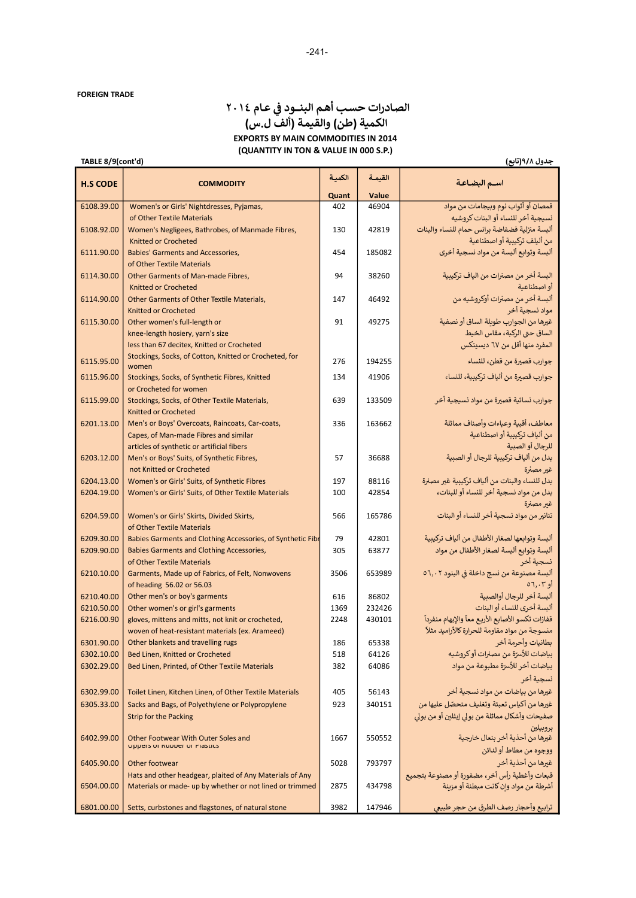**FOREIGN TRADE**

# الصادرات حسب أهم البنـود في عام ٢٠١٤
## الكمية (طن) والقيمة (ألف ل.س)
## EXPORTS BY MAIN COMMODITIES IN 2014
## (QUANTITY IN TON & VALUE IN 000 S.P.)

**TABLE 8/9(cont'd)** — **جدول ٩/٨(تابع)**

| H.S CODE | COMMODITY | الكمية Quant | القيمـة Value | اسـم البضاعـة |
|---|---|---|---|---|
| 6108.39.00 | Women's or Girls' Nightdresses, Pyjamas, of Other Textile Materials | 402 | 46904 | قمصان أو أثواب نوم وبيجامات من مواد نسيجية أخر للنساء أو البنات كروشيه |
| 6108.92.00 | Women's Negligees, Bathrobes, of Manmade Fibres, Knitted or Crocheted | 130 | 42819 | ألبسة منزلية فضفاضة برانس حمام للنساء والبنات من ألياف تركيبية أو اصطناعية |
| 6111.90.00 | Babies' Garments and Accessories, of Other Textile Materials | 454 | 185082 | ألبسة وتوابع ألبسة من مواد نسجية أخرى |
| 6114.30.00 | Other Garments of Man-made Fibres, Knitted or Crocheted | 94 | 38260 | البسة أخر من مصنرات من الياف تركيبية أو اصطناعية |
| 6114.90.00 | Other Garments of Other Textile Materials, Knitted or Crocheted | 147 | 46492 | ألبسة أخر من مصنرات أوكروشيه من مواد نسجية أخر |
| 6115.30.00 | Other women's full-length or knee-length hosiery, yarn's size less than 67 decitex, Knitted or Crocheted | 91 | 49275 | غيرها من الجوارب طويلة الساق أو نصفية الساق حتى الركبة، مقاس الخيط المفرد منها أقل من ٦٧ ديسيتكس |
| 6115.95.00 | Stockings, Socks, of Cotton, Knitted or Crocheted, for women | 276 | 194255 | جوارب قصيرة من قطن، للنساء |
| 6115.96.00 | Stockings, Socks, of Synthetic Fibres, Knitted or Crocheted for women | 134 | 41906 | جوارب قصيرة من ألياف تركيبية، للنساء |
| 6115.99.00 | Stockings, Socks, of Other Textile Materials, Knitted or Crocheted | 639 | 133509 | جوارب نسائية قصيرة من مواد نسيجية أخر |
| 6201.13.00 | Men's or Boys' Overcoats, Raincoats, Car-coats, Capes, of Man-made Fibres and similar articles of synthetic or artificial fibers | 336 | 163662 | معاطف، أقبية وعباءات وأصناف مماثلة من ألياف تركيبية أو اصطناعية للرجال أو الصبية |
| 6203.12.00 | Men's or Boys' Suits, of Synthetic Fibres, not Knitted or Crocheted | 57 | 36688 | بدل من ألياف تركيبية للرجال أو الصبية غير مصنرة |
| 6204.13.00 | Women's or Girls' Suits, of Synthetic Fibres | 197 | 88116 | بدل للنساء والبنات من ألياف تركيبية غير مصنرة |
| 6204.19.00 | Women's or Girls' Suits, of Other Textile Materials | 100 | 42854 | بدل من مواد نسجية أخر للنساء أو للبنات، غير مصنرة |
| 6204.59.00 | Women's or Girls' Skirts, Divided Skirts, of Other Textile Materials | 566 | 165786 | تنانير من مواد نسجية أخر للنساء أو البنات |
| 6209.30.00 | Babies Garments and Clothing Accessories, of Synthetic Fibr | 79 | 42801 | ألبسة وتوابعها لصغار الأطفال من ألياف تركيبية |
| 6209.90.00 | Babies Garments and Clothing Accessories, of Other Textile Materials | 305 | 63877 | ألبسة وتوابع ألبسة لصغار الأطفال من مواد نسجية أخر |
| 6210.10.00 | Garments, Made up of Fabrics, of Felt, Nonwovens of heading 56.02 or 56.03 | 3506 | 653989 | ألبسة مصنوعة من نسج داخلة في البنود ٥٦,٠٢ أو ٥٦,٠٣ |
| 6210.40.00 | Other men's or boy's garments | 616 | 86802 | ألبسة أخر للرجال أوالصبية |
| 6210.50.00 | Other women's or girl's garments | 1369 | 232426 | ألبسة أخرى للنساء أو البنات |
| 6216.00.90 | gloves, mittens and mitts, not knit or crocheted, woven of heat-resistant materials (ex. Arameed) | 2248 | 430101 | قفازات تكسو الأصابع الأربع معاً والإبهام منفرداً منسوجة من مواد مقاومة للحرارة كالأراميد مثلاً |
| 6301.90.00 | Other blankets and travelling rugs | 186 | 65338 | بطانيات وأحرمة أخر |
| 6302.10.00 | Bed Linen, Knitted or Crocheted | 518 | 64126 | بياضات للأسرّة من مصنرات أو كروشيه |
| 6302.29.00 | Bed Linen, Printed, of Other Textile Materials | 382 | 64086 | بياضات أخر للأسرّة مطبوعة من مواد نسجية أخر |
| 6302.99.00 | Toilet Linen, Kitchen Linen, of Other Textile Materials | 405 | 56143 | غيرها من بياضات من مواد نسجية أخر |
| 6305.33.00 | Sacks and Bags, of Polyethylene or Polypropylene Strip for the Packing | 923 | 340151 | غيرها من أكياس تعبئة وتغليف متحصّل عليها من صفيحات وأشكال مماثلة من بولي إيثلين أو من بولي بروبيلين |
| 6402.99.00 | Other Footwear With Outer Soles and Uppers of Rubber or Plastics | 1667 | 550552 | غيرها من أحذية أخر بنعال خارجية ووجوه من مطاط أو لدائن |
| 6405.90.00 | Other footwear | 5028 | 793797 | غيرها من أحذية أخر |
| 6504.00.00 | Hats and other headgear, plaited of Any Materials of Any Materials or made- up by whether or not lined or trimmed | 2875 | 434798 | قبعات وأغطية رأس أخرى مضفورة أو مصنوعة بتجميع أشرطة من مواد وإن كانت مبطنة أو مزينة |
| 6801.00.00 | Setts, curbstones and flagstones, of natural stone | 3982 | 147946 | ترابيع وأحجار رصف الطرق من حجر طبيعي |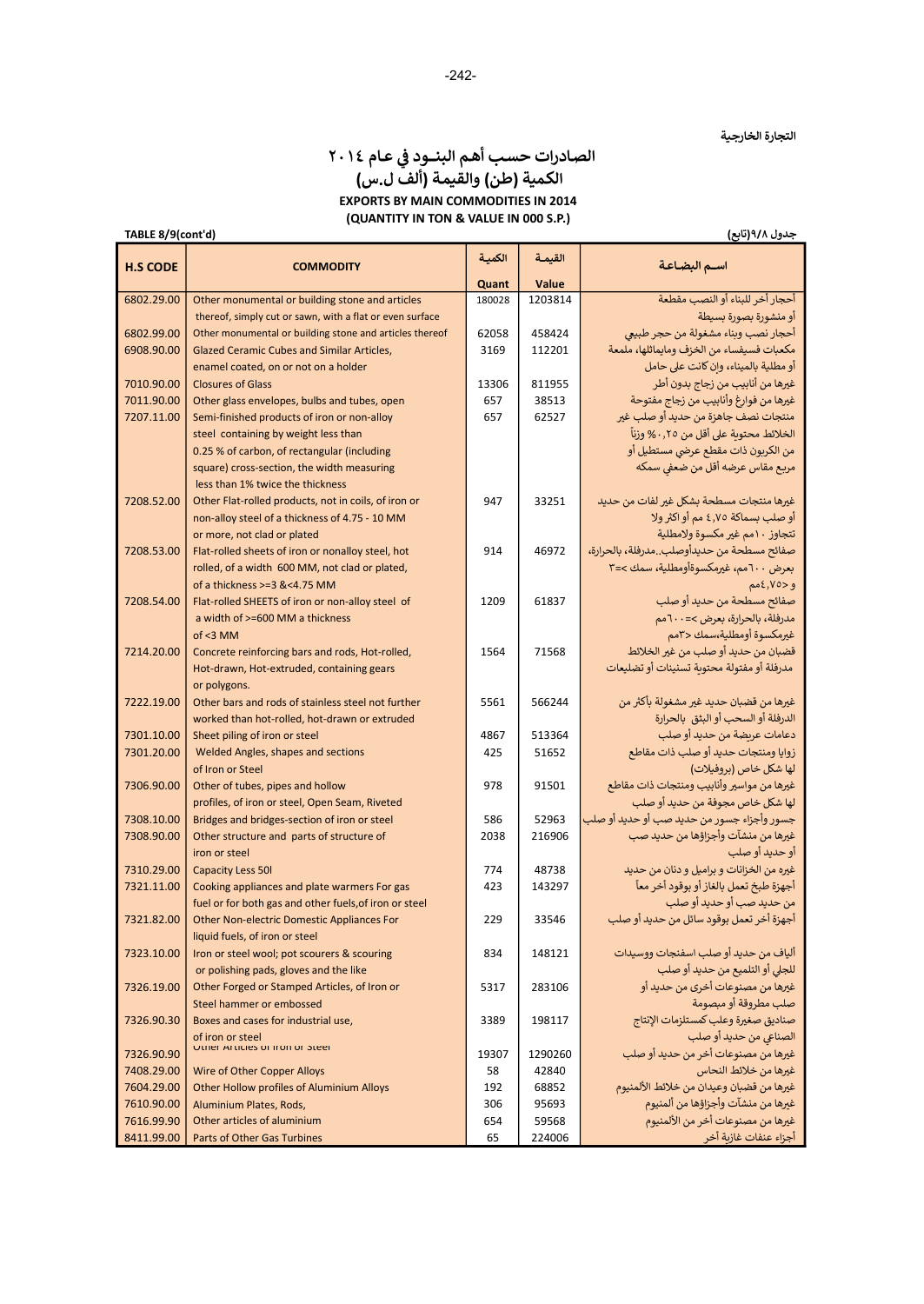التجارة الخارجية

# الصادرات حسب أهم البنـود في عام ٢٠١٤
## الكمية (طن) والقيمة (ألف ل.س)
## EXPORTS BY MAIN COMMODITIES IN 2014
## (QUANTITY IN TON & VALUE IN 000 S.P.)

TABLE 8/9(cont'd) — جدول ٩/٨(تابع)

| H.S CODE | COMMODITY | الكمية Quant | القيمة Value | اسـم البضـاعة |
|---|---|---|---|---|
| 6802.29.00 | Other monumental or building stone and articles thereof, simply cut or sawn, with a flat or even surface | 180028 | 1203814 | أحجار أخر للبناء أو النصب مقطعة أو منشورة بصورة بسيطة |
| 6802.99.00 | Other monumental or building stone and articles thereof | 62058 | 458424 | أحجار نصب وبناء مشغولة من حجر طبيعي |
| 6908.90.00 | Glazed Ceramic Cubes and Similar Articles, enamel coated, on or not on a holder | 3169 | 112201 | مكعبات فسيفساء من الخزف ومايماثلها، ملمعة أو مطلية بالميناء، وان كانت على حامل |
| 7010.90.00 | Closures of Glass | 13306 | 811955 | غيرها من أنابيب من زجاج بدون أطر |
| 7011.90.00 | Other glass envelopes, bulbs and tubes, open | 657 | 38513 | غيرها من فوارغ وأنابيب من زجاج مفتوحة |
| 7207.11.00 | Semi-finished products of iron or non-alloy steel containing by weight less than 0.25 % of carbon, of rectangular (including square) cross-section, the width measuring less than 1% twice the thickness | 657 | 62527 | منتجات نصف جاهزة من حديد أو صلب غير الخلائط محتوية على أقل من ٠,٢٥% وزناً من الكربون ذات مقطع عرضي مستطيل أو مربع مقاس عرضه أقل من ضعفي سمكه |
| 7208.52.00 | Other Flat-rolled products, not in coils, of iron or non-alloy steel of a thickness of 4.75 - 10 MM or more, not clad or plated | 947 | 33251 | غيرها منتجات مسطحة بشكل غير لفات من حديد أو صلب بسماكة ٤,٧٥ مم أو اكثر ولا تتجاوز ١٠مم غير مكسوة ولامطلية |
| 7208.53.00 | Flat-rolled sheets of iron or nonalloy steel, hot rolled, of a width 600 MM, not clad or plated, of a thickness >=3 &<4.75 MM | 914 | 46972 | صفائح مسطحة من حديدأوصلب..مدرفلة، بالحرارة، بعرض ٦٠٠مم، غيرمكسوةأومطلية، سمك >=٣ و <٤,٧٥مم |
| 7208.54.00 | Flat-rolled SHEETS of iron or non-alloy steel of a width of >=600 MM a thickness of <3 MM | 1209 | 61837 | صفائح مسطحة من حديد أو صلب مدرفلة، بالحرارة، بعرض >=٦٠٠مم غيرمكسوة أومطلية،سمك <٣مم |
| 7214.20.00 | Concrete reinforcing bars and rods, Hot-rolled, Hot-drawn, Hot-extruded, containing gears or polygons. | 1564 | 71568 | قضبان من حديد أو صلب من غير الخلائط مدرفلة أو مفتولة محتوية تسنينات أو تضليعات |
| 7222.19.00 | Other bars and rods of stainless steel not further worked than hot-rolled, hot-drawn or extruded | 5561 | 566244 | غيرها من قضبان حديد غير مشغولة بأكثر من الدرفلة أو السحب أو البثق بالحرارة |
| 7301.10.00 | Sheet piling of iron or steel | 4867 | 513364 | دعامات عريضة من حديد أو صلب |
| 7301.20.00 | Welded Angles, shapes and sections of Iron or Steel | 425 | 51652 | زوايا ومنتجات حديد أو صلب ذات مقاطع لها شكل خاص (بروفيلات) |
| 7306.90.00 | Other of tubes, pipes and hollow profiles, of iron or steel, Open Seam, Riveted | 978 | 91501 | غيرها من مواسير وأنابيب ومنتجات ذات مقاطع لها شكل خاص مجوفة من حديد أو صلب |
| 7308.10.00 | Bridges and bridges-section of iron or steel | 586 | 52963 | جسور وأجزاء جسور من حديد صب أو حديد أو صلب |
| 7308.90.00 | Other structure and parts of structure of iron or steel | 2038 | 216906 | غيرها من منشآت وأجزاؤها من حديد صب أو حديد أو صلب |
| 7310.29.00 | Capacity Less 50l | 774 | 48738 | غيره من الخزانات و براميل و دنان من حديد |
| 7321.11.00 | Cooking appliances and plate warmers For gas fuel or for both gas and other fuels,of iron or steel | 423 | 143297 | أجهزة طبخ تعمل بالغاز أو بوقود أخر معاً من حديد صب أو حديد أو صلب |
| 7321.82.00 | Other Non-electric Domestic Appliances For liquid fuels, of iron or steel | 229 | 33546 | أجهزة أخر تعمل بوقود سائل من حديد أو صلب |
| 7323.10.00 | Iron or steel wool; pot scourers & scouring or polishing pads, gloves and the like | 834 | 148121 | ألياف من حديد أو صلب اسفنجات ووسيدات للجلي أو التلميع من حديد أو صلب |
| 7326.19.00 | Other Forged or Stamped Articles, of Iron or Steel hammer or embossed | 5317 | 283106 | غيرها من مصنوعات أخرى من حديد أو صلب مطروقة أو مبصومة |
| 7326.90.30 | Boxes and cases for industrial use, of iron or steel | 3389 | 198117 | صناديق صغيرة وعلب كمستلزمات الإنتاج الصناعي من حديد أو صلب |
| 7326.90.90 | Other Articles of Iron or Steel | 19307 | 1290260 | غيرها من مصنوعات أخر من حديد أو صلب |
| 7408.29.00 | Wire of Other Copper Alloys | 58 | 42840 | غيرها من خلائط النحاس |
| 7604.29.00 | Other Hollow profiles of Aluminium Alloys | 192 | 68852 | غيرها من قضبان وعيدان من خلائط الألمنيوم |
| 7610.90.00 | Aluminium Plates, Rods, | 306 | 95693 | غيرها من منشآت وأجزاؤها من ألمنيوم |
| 7616.99.90 | Other articles of aluminium | 654 | 59568 | غيرها من مصنوعات أخر من الألمنيوم |
| 8411.99.00 | Parts of Other Gas Turbines | 65 | 224006 | أجزاء عنفات غازية أخر |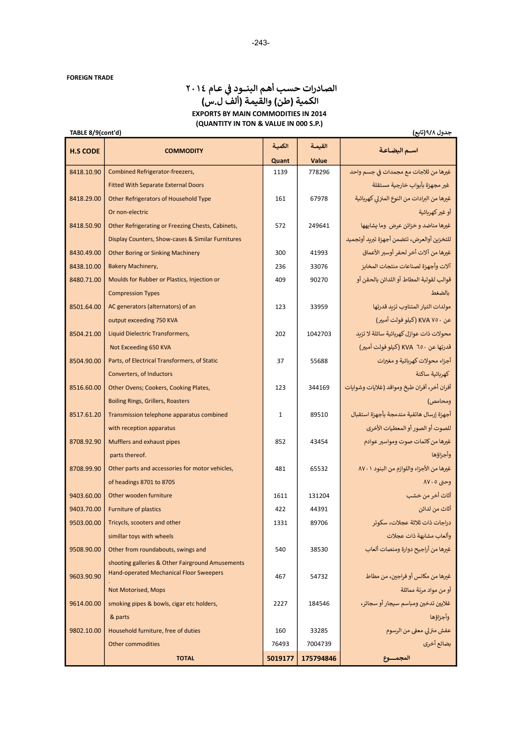FOREIGN TRADE

# الصادرات حسب أهم البنـود في عام ٢٠١٤
# الكمية (طن) والقيمة (ألف ل.س)
## EXPORTS BY MAIN COMMODITIES IN 2014
## (QUANTITY IN TON & VALUE IN 000 S.P.)

TABLE 8/9(cont'd) جدول ٩/٨(تابع)

| H.S CODE | COMMODITY | الكمية Quant | القيمة Value | اسم البضاعة |
|---|---|---|---|---|
| 8418.10.90 | Combined Refrigerator-freezers, Fitted With Separate External Doors | 1139 | 778296 | غيرها من ثلاجات مع مجمدات في جسم واحد غير مجهزة بأبواب خارجية مستقلة |
| 8418.29.00 | Other Refrigerators of Household Type Or non-electric | 161 | 67978 | غيرها من البرادات من النوع المنزلي كهربائية أو غير كهربائية |
| 8418.50.90 | Other Refrigerating or Freezing Chests, Cabinets, Display Counters, Show-cases & Similar Furnitures | 572 | 249641 | غيرها مناضد و خزائن عرض وما يشابهها للتخزين أوالعرض، تتضمن أجهزة تبريد أوتجميد |
| 8430.49.00 | Other Boring or Sinking Machinery | 300 | 41993 | غيرها من آلات أخر لحفر أوسبر الأعماق |
| 8438.10.00 | Bakery Machinery, | 236 | 33076 | آلات وأجهزة لصناعات منتجات المخابز |
| 8480.71.00 | Moulds for Rubber or Plastics, Injection or Compression Types | 409 | 90270 | قوالب لقولبة المطاط أو اللدائن بالحقن أو بالضغط |
| 8501.64.00 | AC generators (alternators) of an output exceeding 750 KVA | 123 | 33959 | مولدات التيار المتناوب تزيد قدرتها عن ٧٥٠ KVA (كيلو فولت أمبير) |
| 8504.21.00 | Liquid Dielectric Transformers, Not Exceeding 650 KVA | 202 | 1042703 | محولات ذات عوازل كهربائية سائلة لا تزيد قدرتها عن ٦٥٠ KVA (كيلو فولت أمبير) |
| 8504.90.00 | Parts, of Electrical Transformers, of Static Converters, of Inductors | 37 | 55688 | أجزاء محولات كهربائية و مغيرات كهربائية ساكنة |
| 8516.60.00 | Other Ovens; Cookers, Cooking Plates, Boiling Rings, Grillers, Roasters | 123 | 344169 | أفران أخر، أفران طبخ ومواقد (غلايات وشوايات ومحامص) |
| 8517.61.20 | Transmission telephone apparatus combined with reception apparatus | 1 | 89510 | أجهزة إرسال هاتفية مندمجة بأجهزة استقبال للصوت أو الصور أو المعطيات الأخرى |
| 8708.92.90 | Mufflers and exhaust pipes parts thereof. | 852 | 43454 | غيرها من كاتمات صوت ومواسير عوادم وأجزاؤها |
| 8708.99.90 | Other parts and accessories for motor vehicles, of headings 8701 to 8705 | 481 | 65532 | غيرها من الأجزاء واللوازم من البنود ٨٧٠١ وحتى ٨٧٠٥ |
| 9403.60.00 | Other wooden furniture | 1611 | 131204 | أثاث أخر من خشب |
| 9403.70.00 | Furniture of plastics | 422 | 44391 | أثاث من لدائن |
| 9503.00.00 | Tricycls, scooters and other simillar toys with wheels | 1331 | 89706 | دراجات ذات ثلاثة عجلات، سكوتر وألعاب مشابهة ذات عجلات |
| 9508.90.00 | Other from roundabouts, swings and shooting galleries & Other Fairground Amusements | 540 | 38530 | غيرها من أراجيح دوارة ومنصات ألعاب |
| 9603.90.90 | Hand-operated Mechanical Floor Sweepers . Not Motorised, Mops | 467 | 54732 | غيرها من مكانس أو فراجين، من مطاط أو من مواد مرنة مماثلة |
| 9614.00.00 | smoking pipes & bowls, cigar etc holders, & parts | 2227 | 184546 | غلايين تدخين ومباسم سيجار أو سجائر، وأجزاؤها |
| 9802.10.00 | Household furniture, free of duties | 160 | 33285 | عفش منزلي معفى من الرسوم |
| | Other commodities | 76493 | 7004739 | بضائع أخرى |
| | **TOTAL** | **5019177** | **175794846** | **المجمـــوع** |